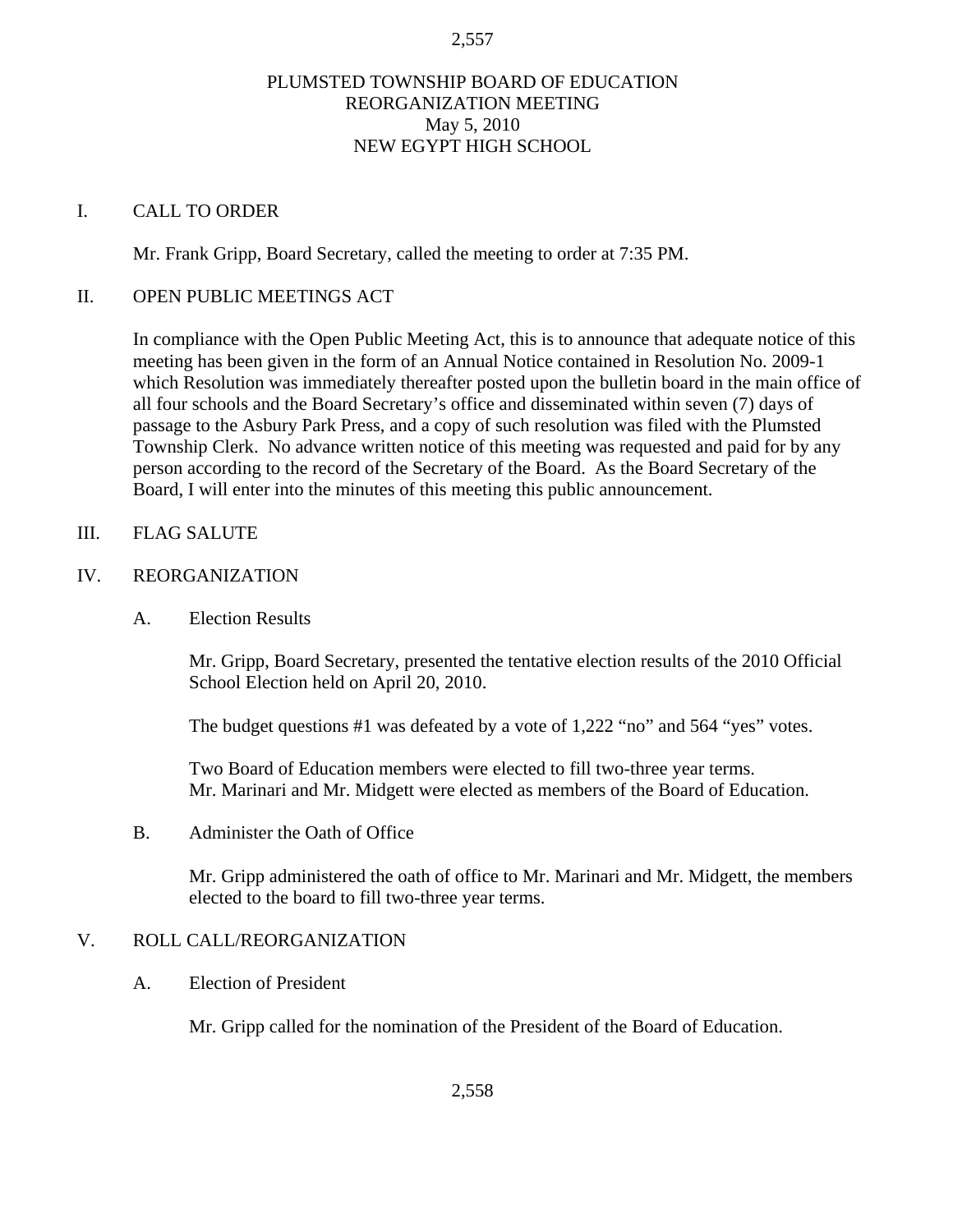# PLUMSTED TOWNSHIP BOARD OF EDUCATION
## REORGANIZATION MEETING
May 5, 2010
NEW EGYPT HIGH SCHOOL

I. CALL TO ORDER

Mr. Frank Gripp, Board Secretary, called the meeting to order at 7:35 PM.

II. OPEN PUBLIC MEETINGS ACT

In compliance with the Open Public Meeting Act, this is to announce that adequate notice of this meeting has been given in the form of an Annual Notice contained in Resolution No. 2009-1 which Resolution was immediately thereafter posted upon the bulletin board in the main office of all four schools and the Board Secretary's office and disseminated within seven (7) days of passage to the Asbury Park Press, and a copy of such resolution was filed with the Plumsted Township Clerk. No advance written notice of this meeting was requested and paid for by any person according to the record of the Secretary of the Board. As the Board Secretary of the Board, I will enter into the minutes of this meeting this public announcement.

III. FLAG SALUTE

IV. REORGANIZATION

A. Election Results

Mr. Gripp, Board Secretary, presented the tentative election results of the 2010 Official School Election held on April 20, 2010.

The budget questions #1 was defeated by a vote of 1,222 "no" and 564 "yes" votes.

Two Board of Education members were elected to fill two-three year terms.
Mr. Marinari and Mr. Midgett were elected as members of the Board of Education.

B. Administer the Oath of Office

Mr. Gripp administered the oath of office to Mr. Marinari and Mr. Midgett, the members elected to the board to fill two-three year terms.

V. ROLL CALL/REORGANIZATION

A. Election of President

Mr. Gripp called for the nomination of the President of the Board of Education.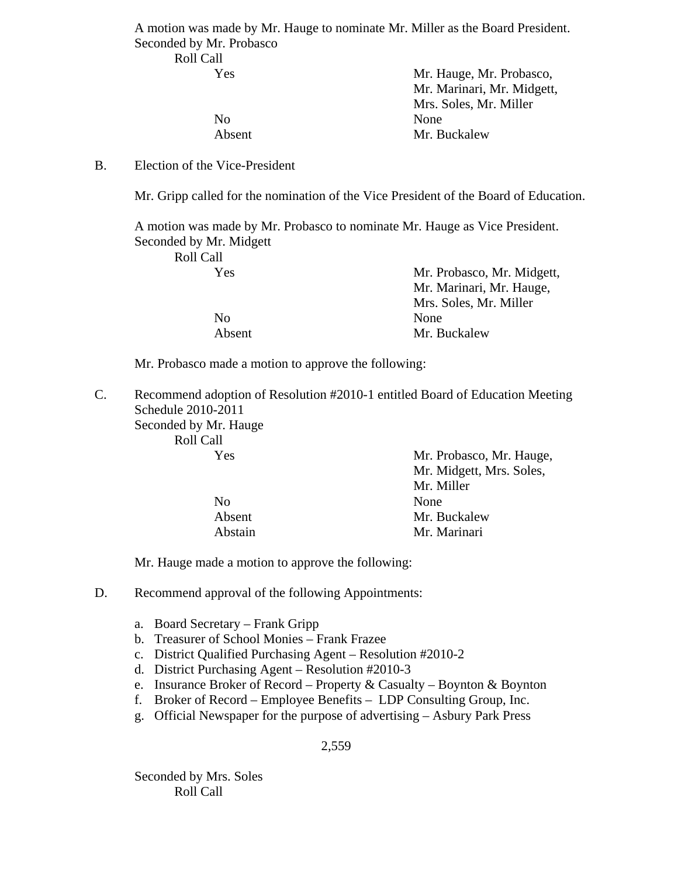A motion was made by Mr. Hauge to nominate Mr. Miller as the Board President.
Seconded by Mr. Probasco

Roll Call

| | |
|---|---|
| Yes | Mr. Hauge, Mr. Probasco, Mr. Marinari, Mr. Midgett, Mrs. Soles, Mr. Miller |
| No | None |
| Absent | Mr. Buckalew |

B. Election of the Vice-President

Mr. Gripp called for the nomination of the Vice President of the Board of Education.

A motion was made by Mr. Probasco to nominate Mr. Hauge as Vice President.
Seconded by Mr. Midgett

Roll Call

| | |
|---|---|
| Yes | Mr. Probasco, Mr. Midgett, Mr. Marinari, Mr. Hauge, Mrs. Soles, Mr. Miller |
| No | None |
| Absent | Mr. Buckalew |

Mr. Probasco made a motion to approve the following:

C. Recommend adoption of Resolution #2010-1 entitled Board of Education Meeting Schedule 2010-2011
Seconded by Mr. Hauge

Roll Call

| | |
|---|---|
| Yes | Mr. Probasco, Mr. Hauge, Mr. Midgett, Mrs. Soles, Mr. Miller |
| No | None |
| Absent | Mr. Buckalew |
| Abstain | Mr. Marinari |

Mr. Hauge made a motion to approve the following:

D. Recommend approval of the following Appointments:

a. Board Secretary – Frank Gripp
b. Treasurer of School Monies – Frank Frazee
c. District Qualified Purchasing Agent – Resolution #2010-2
d. District Purchasing Agent – Resolution #2010-3
e. Insurance Broker of Record – Property & Casualty – Boynton & Boynton
f. Broker of Record – Employee Benefits – LDP Consulting Group, Inc.
g. Official Newspaper for the purpose of advertising – Asbury Park Press

Seconded by Mrs. Soles

Roll Call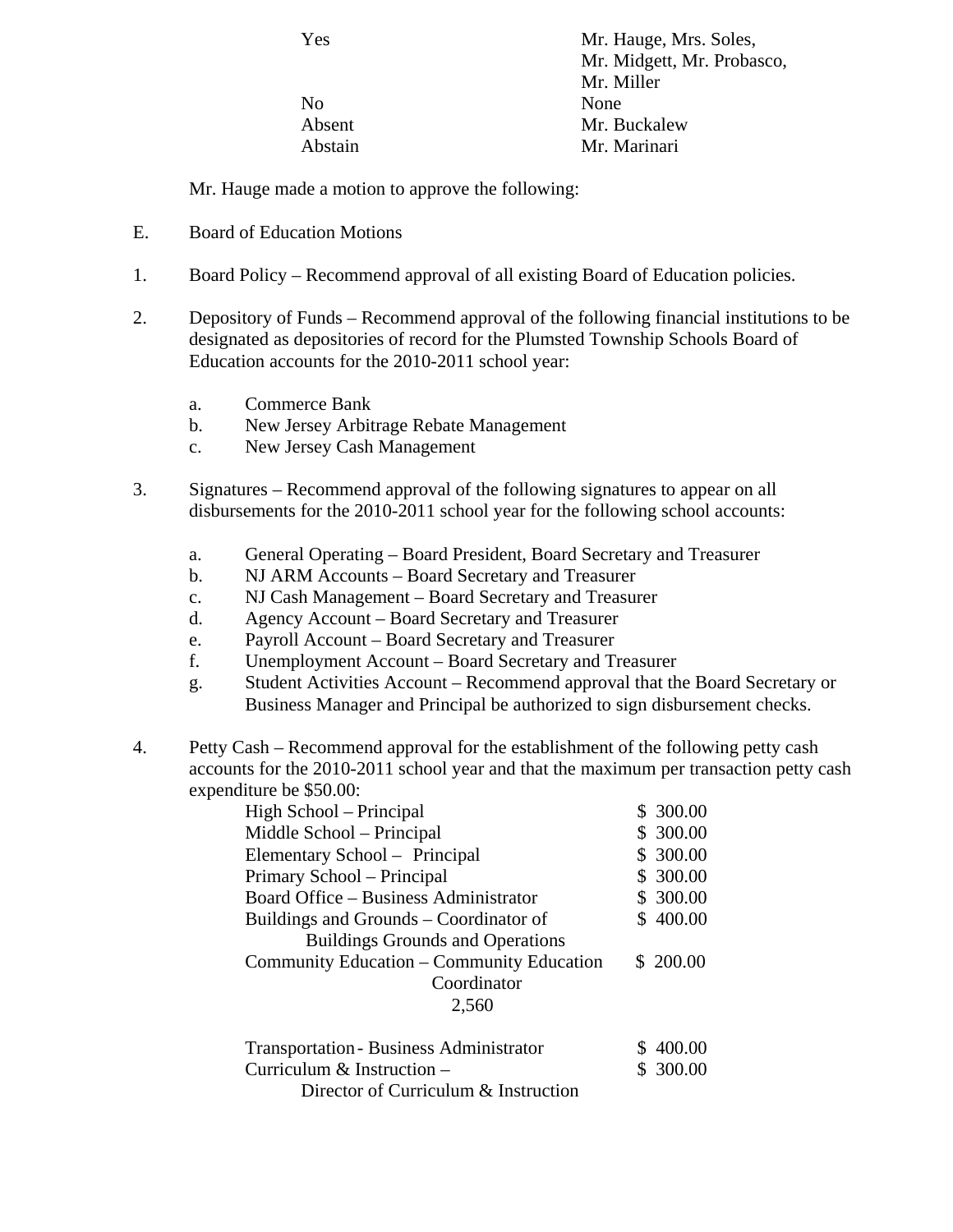| | |
|---|---|
| Yes | Mr. Hauge, Mrs. Soles, Mr. Midgett, Mr. Probasco, Mr. Miller |
| No | None |
| Absent | Mr. Buckalew |
| Abstain | Mr. Marinari |

Mr. Hauge made a motion to approve the following:

E. Board of Education Motions

1. Board Policy – Recommend approval of all existing Board of Education policies.

2. Depository of Funds – Recommend approval of the following financial institutions to be designated as depositories of record for the Plumsted Township Schools Board of Education accounts for the 2010-2011 school year:

   a. Commerce Bank
   b. New Jersey Arbitrage Rebate Management
   c. New Jersey Cash Management

3. Signatures – Recommend approval of the following signatures to appear on all disbursements for the 2010-2011 school year for the following school accounts:

   a. General Operating – Board President, Board Secretary and Treasurer
   b. NJ ARM Accounts – Board Secretary and Treasurer
   c. NJ Cash Management – Board Secretary and Treasurer
   d. Agency Account – Board Secretary and Treasurer
   e. Payroll Account – Board Secretary and Treasurer
   f. Unemployment Account – Board Secretary and Treasurer
   g. Student Activities Account – Recommend approval that the Board Secretary or Business Manager and Principal be authorized to sign disbursement checks.

4. Petty Cash – Recommend approval for the establishment of the following petty cash accounts for the 2010-2011 school year and that the maximum per transaction petty cash expenditure be $50.00:

| | |
|---|---|
| High School – Principal | $ 300.00 |
| Middle School – Principal | $ 300.00 |
| Elementary School – Principal | $ 300.00 |
| Primary School – Principal | $ 300.00 |
| Board Office – Business Administrator | $ 300.00 |
| Buildings and Grounds – Coordinator of Buildings Grounds and Operations | $ 400.00 |
| Community Education – Community Education Coordinator 2,560 | $ 200.00 |
| Transportation - Business Administrator | $ 400.00 |
| Curriculum & Instruction – Director of Curriculum & Instruction | $ 300.00 |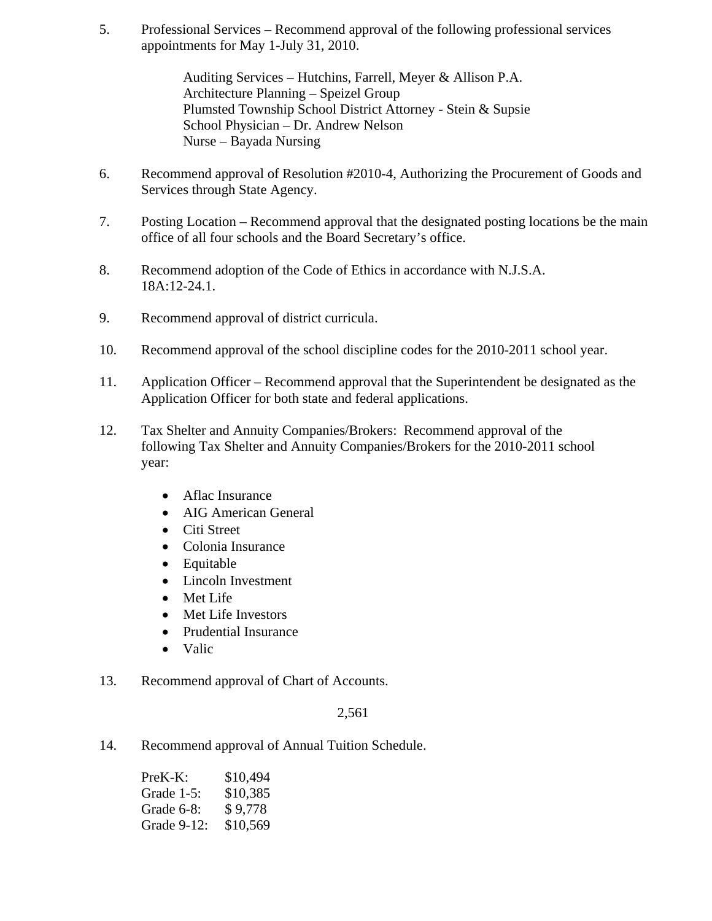5. Professional Services – Recommend approval of the following professional services appointments for May 1-July 31, 2010.

   Auditing Services – Hutchins, Farrell, Meyer & Allison P.A.
   Architecture Planning – Speizel Group
   Plumsted Township School District Attorney - Stein & Supsie
   School Physician – Dr. Andrew Nelson
   Nurse – Bayada Nursing

6. Recommend approval of Resolution #2010-4, Authorizing the Procurement of Goods and Services through State Agency.

7. Posting Location – Recommend approval that the designated posting locations be the main office of all four schools and the Board Secretary's office.

8. Recommend adoption of the Code of Ethics in accordance with N.J.S.A. 18A:12-24.1.

9. Recommend approval of district curricula.

10. Recommend approval of the school discipline codes for the 2010-2011 school year.

11. Application Officer – Recommend approval that the Superintendent be designated as the Application Officer for both state and federal applications.

12. Tax Shelter and Annuity Companies/Brokers: Recommend approval of the following Tax Shelter and Annuity Companies/Brokers for the 2010-2011 school year:

    - Aflac Insurance
    - AIG American General
    - Citi Street
    - Colonia Insurance
    - Equitable
    - Lincoln Investment
    - Met Life
    - Met Life Investors
    - Prudential Insurance
    - Valic

13. Recommend approval of Chart of Accounts.

14. Recommend approval of Annual Tuition Schedule.

| | |
|---|---|
| PreK-K: | $10,494 |
| Grade 1-5: | $10,385 |
| Grade 6-8: | $ 9,778 |
| Grade 9-12: | $10,569 |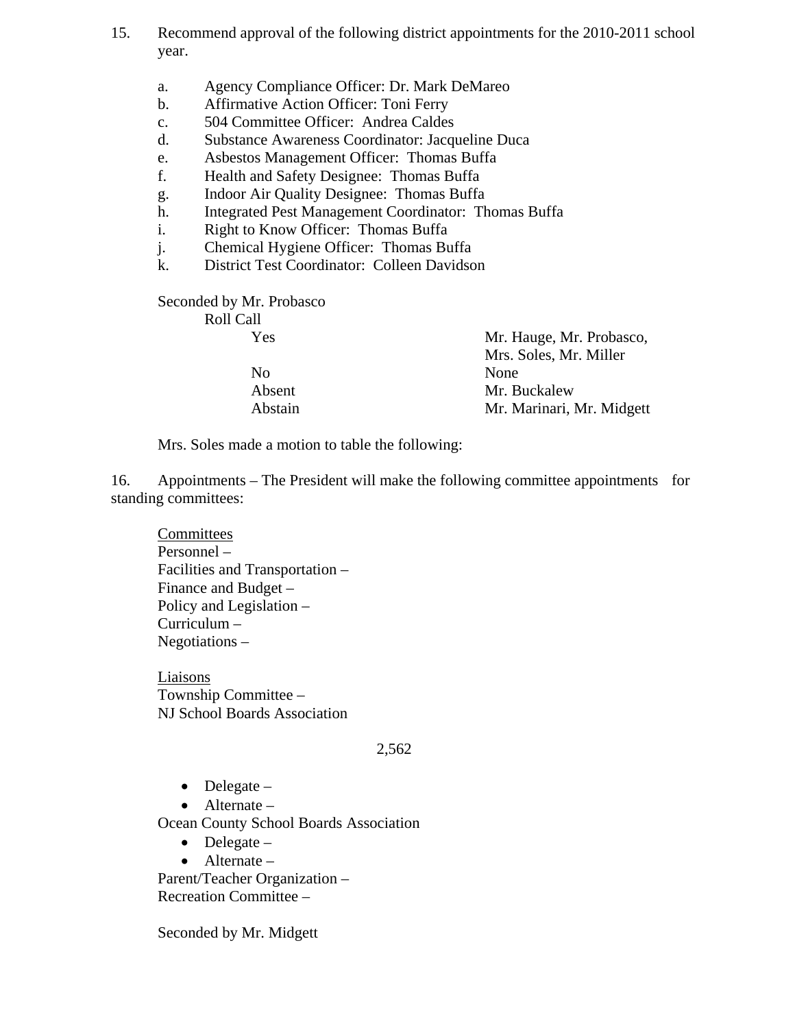15. Recommend approval of the following district appointments for the 2010-2011 school year.

    a. Agency Compliance Officer: Dr. Mark DeMareo
    b. Affirmative Action Officer: Toni Ferry
    c. 504 Committee Officer: Andrea Caldes
    d. Substance Awareness Coordinator: Jacqueline Duca
    e. Asbestos Management Officer: Thomas Buffa
    f. Health and Safety Designee: Thomas Buffa
    g. Indoor Air Quality Designee: Thomas Buffa
    h. Integrated Pest Management Coordinator: Thomas Buffa
    i. Right to Know Officer: Thomas Buffa
    j. Chemical Hygiene Officer: Thomas Buffa
    k. District Test Coordinator: Colleen Davidson

Seconded by Mr. Probasco

Roll Call

| | |
|---|---|
| Yes | Mr. Hauge, Mr. Probasco, Mrs. Soles, Mr. Miller |
| No | None |
| Absent | Mr. Buckalew |
| Abstain | Mr. Marinari, Mr. Midgett |

Mrs. Soles made a motion to table the following:

16. Appointments – The President will make the following committee appointments for standing committees:

<u>Committees</u>
Personnel –
Facilities and Transportation –
Finance and Budget –
Policy and Legislation –
Curriculum –
Negotiations –

<u>Liaisons</u>
Township Committee –
NJ School Boards Association

2,562

- Delegate –
- Alternate –

Ocean County School Boards Association

- Delegate –
- Alternate –

Parent/Teacher Organization –
Recreation Committee –

Seconded by Mr. Midgett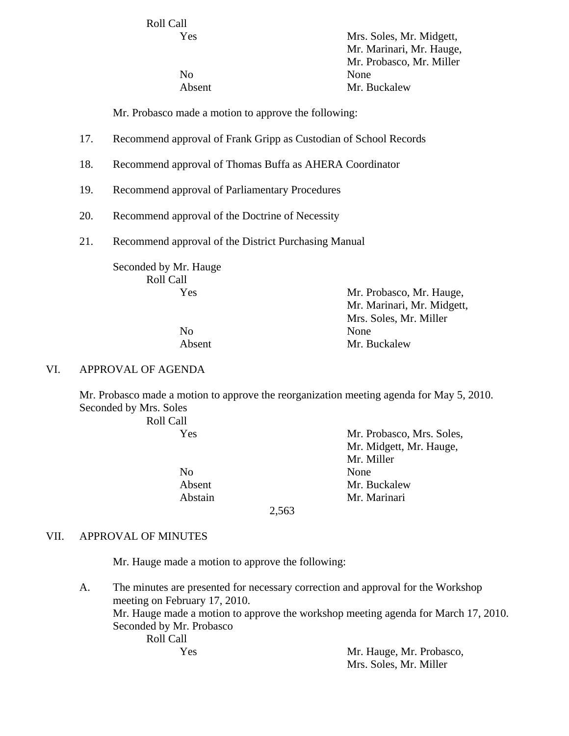Roll Call

| | |
|---|---|
| Yes | Mrs. Soles, Mr. Midgett, Mr. Marinari, Mr. Hauge, Mr. Probasco, Mr. Miller |
| No | None |
| Absent | Mr. Buckalew |

Mr. Probasco made a motion to approve the following:

17. Recommend approval of Frank Gripp as Custodian of School Records

18. Recommend approval of Thomas Buffa as AHERA Coordinator

19. Recommend approval of Parliamentary Procedures

20. Recommend approval of the Doctrine of Necessity

21. Recommend approval of the District Purchasing Manual

Seconded by Mr. Hauge

Roll Call

| | |
|---|---|
| Yes | Mr. Probasco, Mr. Hauge, Mr. Marinari, Mr. Midgett, Mrs. Soles, Mr. Miller |
| No | None |
| Absent | Mr. Buckalew |

## VI. APPROVAL OF AGENDA

Mr. Probasco made a motion to approve the reorganization meeting agenda for May 5, 2010.
Seconded by Mrs. Soles

Roll Call

| | |
|---|---|
| Yes | Mr. Probasco, Mrs. Soles, Mr. Midgett, Mr. Hauge, Mr. Miller |
| No | None |
| Absent | Mr. Buckalew |
| Abstain | Mr. Marinari |

2,563

## VII. APPROVAL OF MINUTES

Mr. Hauge made a motion to approve the following:

A. The minutes are presented for necessary correction and approval for the Workshop meeting on February 17, 2010.
Mr. Hauge made a motion to approve the workshop meeting agenda for March 17, 2010.
Seconded by Mr. Probasco

Roll Call

| | |
|---|---|
| Yes | Mr. Hauge, Mr. Probasco, Mrs. Soles, Mr. Miller |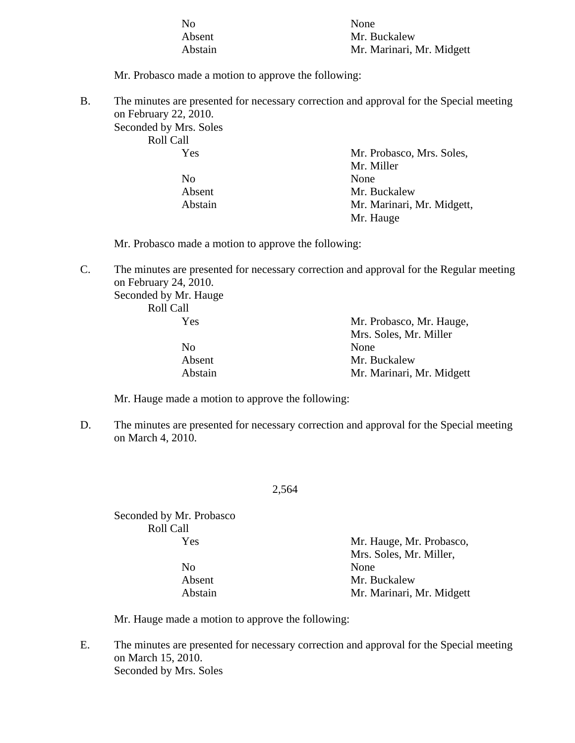No None
Absent Mr. Buckalew
Abstain Mr. Marinari, Mr. Midgett

Mr. Probasco made a motion to approve the following:

B. The minutes are presented for necessary correction and approval for the Special meeting on February 22, 2010.
Seconded by Mrs. Soles
Roll Call
Yes Mr. Probasco, Mrs. Soles, Mr. Miller
No None
Absent Mr. Buckalew
Abstain Mr. Marinari, Mr. Midgett, Mr. Hauge

Mr. Probasco made a motion to approve the following:

C. The minutes are presented for necessary correction and approval for the Regular meeting on February 24, 2010.
Seconded by Mr. Hauge
Roll Call
Yes Mr. Probasco, Mr. Hauge, Mrs. Soles, Mr. Miller
No None
Absent Mr. Buckalew
Abstain Mr. Marinari, Mr. Midgett

Mr. Hauge made a motion to approve the following:

D. The minutes are presented for necessary correction and approval for the Special meeting on March 4, 2010.

Seconded by Mr. Probasco
Roll Call
Yes Mr. Hauge, Mr. Probasco, Mrs. Soles, Mr. Miller,
No None
Absent Mr. Buckalew
Abstain Mr. Marinari, Mr. Midgett

Mr. Hauge made a motion to approve the following:

E. The minutes are presented for necessary correction and approval for the Special meeting on March 15, 2010.
Seconded by Mrs. Soles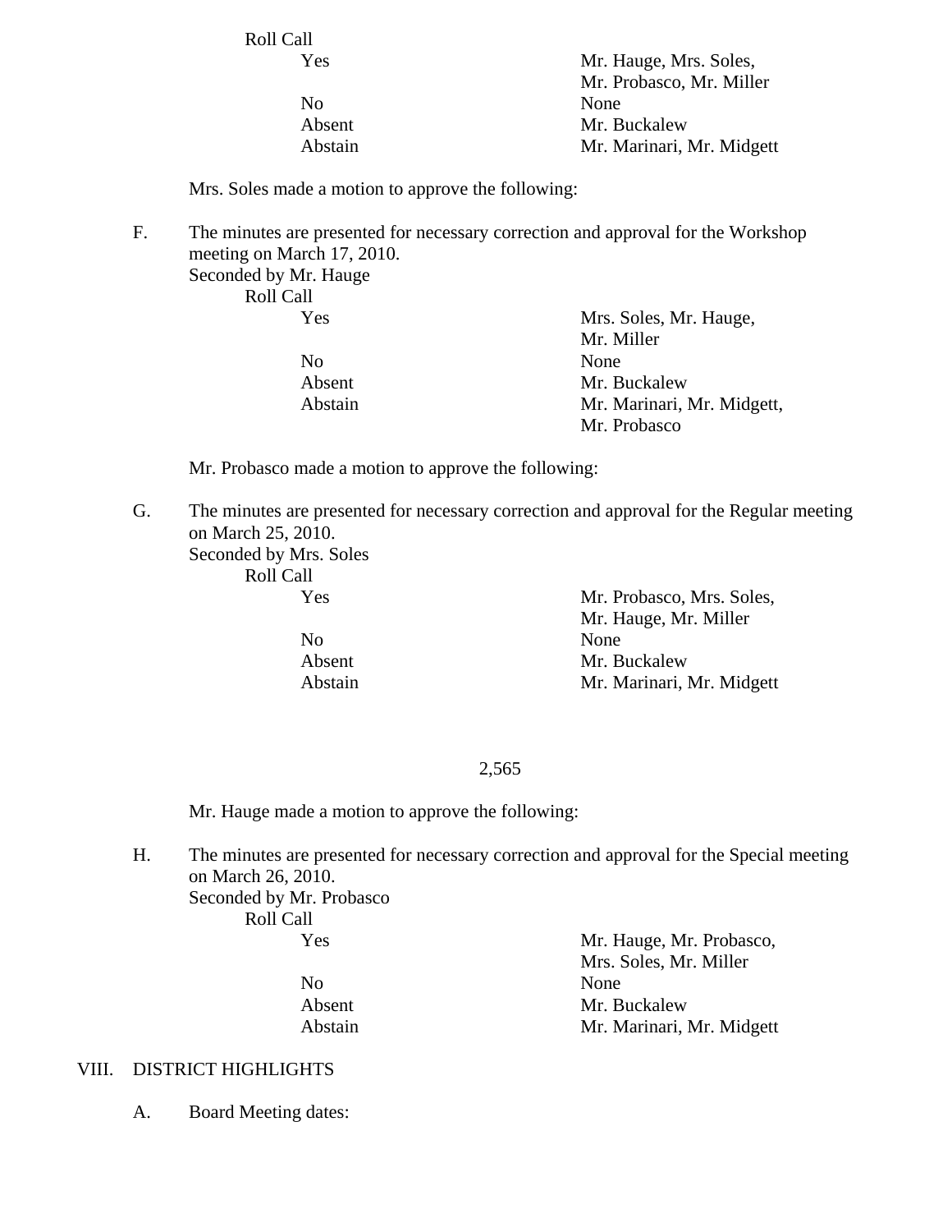Roll Call

| | |
|---|---|
| Yes | Mr. Hauge, Mrs. Soles, Mr. Probasco, Mr. Miller |
| No | None |
| Absent | Mr. Buckalew |
| Abstain | Mr. Marinari, Mr. Midgett |

Mrs. Soles made a motion to approve the following:

F. The minutes are presented for necessary correction and approval for the Workshop meeting on March 17, 2010.
Seconded by Mr. Hauge

Roll Call

| | |
|---|---|
| Yes | Mrs. Soles, Mr. Hauge, Mr. Miller |
| No | None |
| Absent | Mr. Buckalew |
| Abstain | Mr. Marinari, Mr. Midgett, Mr. Probasco |

Mr. Probasco made a motion to approve the following:

G. The minutes are presented for necessary correction and approval for the Regular meeting on March 25, 2010.
Seconded by Mrs. Soles

Roll Call

| | |
|---|---|
| Yes | Mr. Probasco, Mrs. Soles, Mr. Hauge, Mr. Miller |
| No | None |
| Absent | Mr. Buckalew |
| Abstain | Mr. Marinari, Mr. Midgett |

Mr. Hauge made a motion to approve the following:

H. The minutes are presented for necessary correction and approval for the Special meeting on March 26, 2010.
Seconded by Mr. Probasco

Roll Call

| | |
|---|---|
| Yes | Mr. Hauge, Mr. Probasco, Mrs. Soles, Mr. Miller |
| No | None |
| Absent | Mr. Buckalew |
| Abstain | Mr. Marinari, Mr. Midgett |

## VIII. DISTRICT HIGHLIGHTS

A. Board Meeting dates: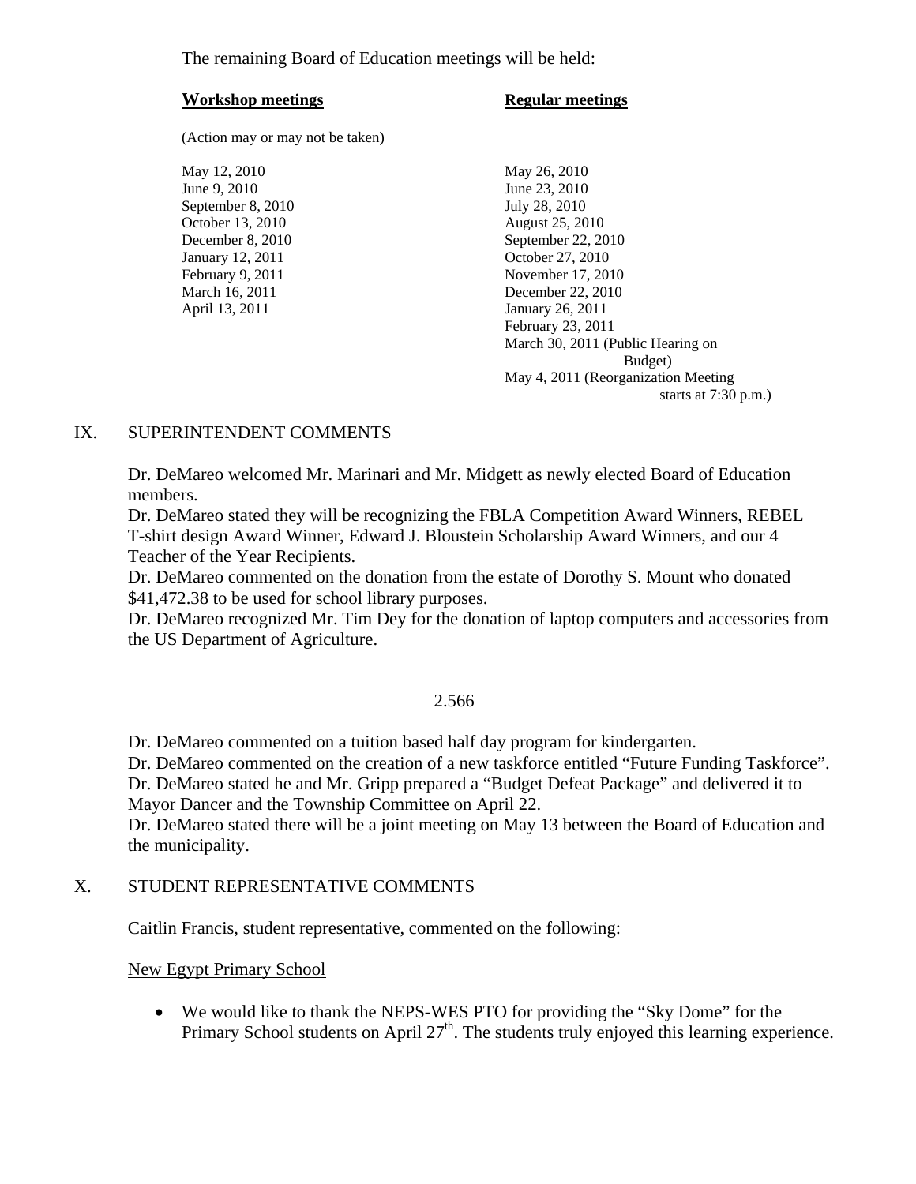The remaining Board of Education meetings will be held:

| **Workshop meetings** | **Regular meetings** |
|---|---|
| (Action may or may not be taken) | |
| May 12, 2010 | May 26, 2010 |
| June 9, 2010 | June 23, 2010 |
| September 8, 2010 | July 28, 2010 |
| October 13, 2010 | August 25, 2010 |
| December 8, 2010 | September 22, 2010 |
| January 12, 2011 | October 27, 2010 |
| February 9, 2011 | November 17, 2010 |
| March 16, 2011 | December 22, 2010 |
| April 13, 2011 | January 26, 2011 |
| | February 23, 2011 |
| | March 30, 2011 (Public Hearing on Budget) |
| | May 4, 2011 (Reorganization Meeting starts at 7:30 p.m.) |

## IX. SUPERINTENDENT COMMENTS

Dr. DeMareo welcomed Mr. Marinari and Mr. Midgett as newly elected Board of Education members.
Dr. DeMareo stated they will be recognizing the FBLA Competition Award Winners, REBEL T-shirt design Award Winner, Edward J. Bloustein Scholarship Award Winners, and our 4 Teacher of the Year Recipients.
Dr. DeMareo commented on the donation from the estate of Dorothy S. Mount who donated $41,472.38 to be used for school library purposes.
Dr. DeMareo recognized Mr. Tim Dey for the donation of laptop computers and accessories from the US Department of Agriculture.

2.566

Dr. DeMareo commented on a tuition based half day program for kindergarten.
Dr. DeMareo commented on the creation of a new taskforce entitled "Future Funding Taskforce".
Dr. DeMareo stated he and Mr. Gripp prepared a "Budget Defeat Package" and delivered it to Mayor Dancer and the Township Committee on April 22.
Dr. DeMareo stated there will be a joint meeting on May 13 between the Board of Education and the municipality.

## X. STUDENT REPRESENTATIVE COMMENTS

Caitlin Francis, student representative, commented on the following:

New Egypt Primary School

- We would like to thank the NEPS-WES PTO for providing the "Sky Dome" for the Primary School students on April 27th. The students truly enjoyed this learning experience.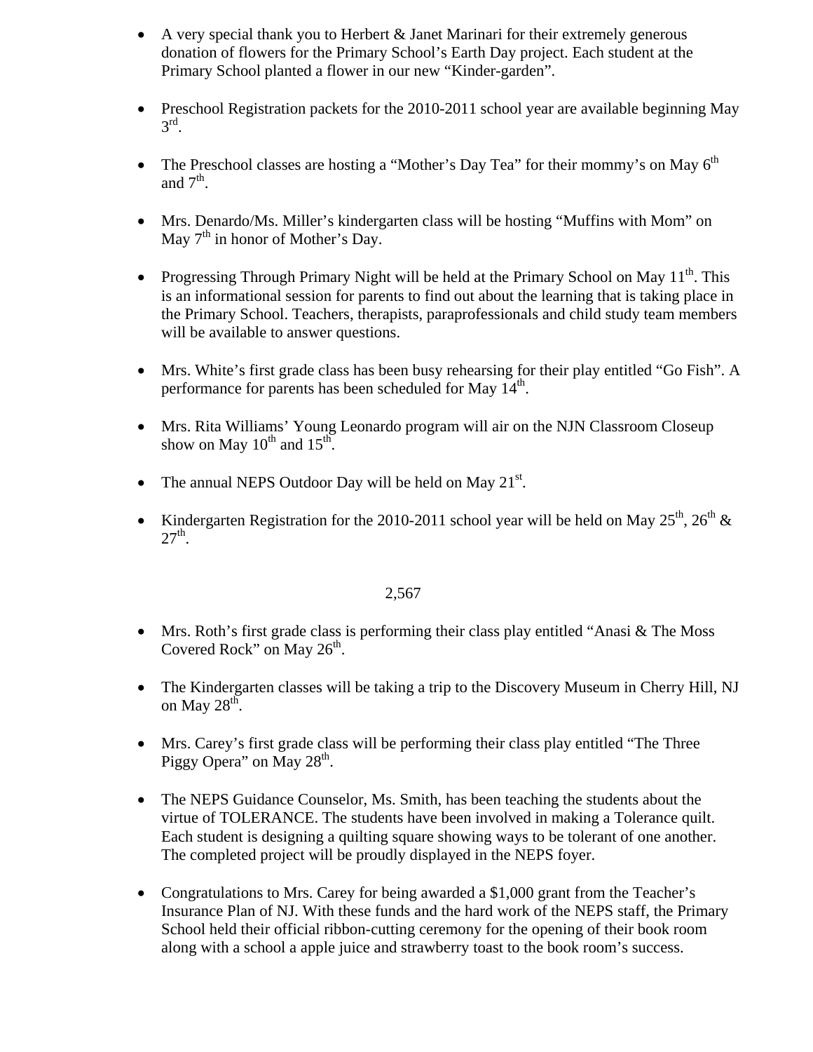- A very special thank you to Herbert & Janet Marinari for their extremely generous donation of flowers for the Primary School's Earth Day project. Each student at the Primary School planted a flower in our new "Kinder-garden".

- Preschool Registration packets for the 2010-2011 school year are available beginning May 3rd.

- The Preschool classes are hosting a "Mother's Day Tea" for their mommy's on May 6th and 7th.

- Mrs. Denardo/Ms. Miller's kindergarten class will be hosting "Muffins with Mom" on May 7th in honor of Mother's Day.

- Progressing Through Primary Night will be held at the Primary School on May 11th. This is an informational session for parents to find out about the learning that is taking place in the Primary School. Teachers, therapists, paraprofessionals and child study team members will be available to answer questions.

- Mrs. White's first grade class has been busy rehearsing for their play entitled "Go Fish". A performance for parents has been scheduled for May 14th.

- Mrs. Rita Williams' Young Leonardo program will air on the NJN Classroom Closeup show on May 10th and 15th.

- The annual NEPS Outdoor Day will be held on May 21st.

- Kindergarten Registration for the 2010-2011 school year will be held on May 25th, 26th & 27th.

- Mrs. Roth's first grade class is performing their class play entitled "Anasi & The Moss Covered Rock" on May 26th.

- The Kindergarten classes will be taking a trip to the Discovery Museum in Cherry Hill, NJ on May 28th.

- Mrs. Carey's first grade class will be performing their class play entitled "The Three Piggy Opera" on May 28th.

- The NEPS Guidance Counselor, Ms. Smith, has been teaching the students about the virtue of TOLERANCE. The students have been involved in making a Tolerance quilt. Each student is designing a quilting square showing ways to be tolerant of one another. The completed project will be proudly displayed in the NEPS foyer.

- Congratulations to Mrs. Carey for being awarded a $1,000 grant from the Teacher's Insurance Plan of NJ. With these funds and the hard work of the NEPS staff, the Primary School held their official ribbon-cutting ceremony for the opening of their book room along with a school a apple juice and strawberry toast to the book room's success.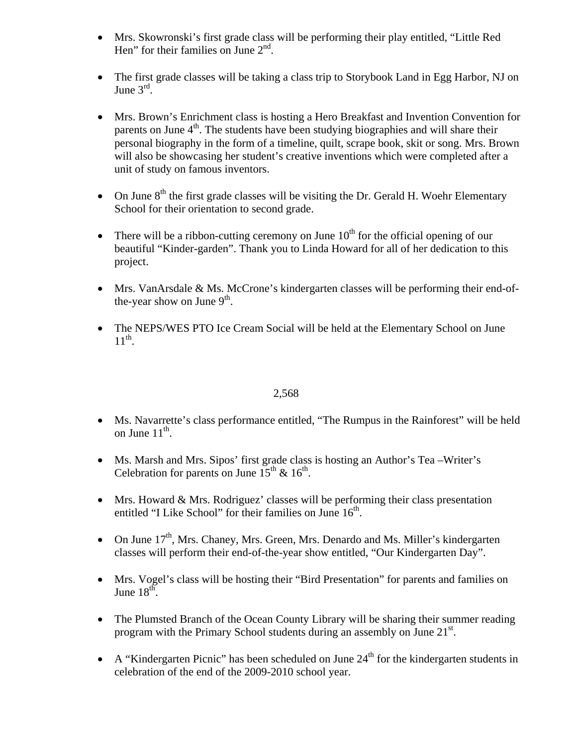- Mrs. Skowronski's first grade class will be performing their play entitled, "Little Red Hen" for their families on June 2nd.

- The first grade classes will be taking a class trip to Storybook Land in Egg Harbor, NJ on June 3rd.

- Mrs. Brown's Enrichment class is hosting a Hero Breakfast and Invention Convention for parents on June 4th. The students have been studying biographies and will share their personal biography in the form of a timeline, quilt, scrape book, skit or song. Mrs. Brown will also be showcasing her student's creative inventions which were completed after a unit of study on famous inventors.

- On June 8th the first grade classes will be visiting the Dr. Gerald H. Woehr Elementary School for their orientation to second grade.

- There will be a ribbon-cutting ceremony on June 10th for the official opening of our beautiful "Kinder-garden". Thank you to Linda Howard for all of her dedication to this project.

- Mrs. VanArsdale & Ms. McCrone's kindergarten classes will be performing their end-of-the-year show on June 9th.

- The NEPS/WES PTO Ice Cream Social will be held at the Elementary School on June 11th.

2,568

- Ms. Navarrette's class performance entitled, "The Rumpus in the Rainforest" will be held on June 11th.

- Ms. Marsh and Mrs. Sipos' first grade class is hosting an Author's Tea –Writer's Celebration for parents on June 15th & 16th.

- Mrs. Howard & Mrs. Rodriguez' classes will be performing their class presentation entitled "I Like School" for their families on June 16th.

- On June 17th, Mrs. Chaney, Mrs. Green, Mrs. Denardo and Ms. Miller's kindergarten classes will perform their end-of-the-year show entitled, "Our Kindergarten Day".

- Mrs. Vogel's class will be hosting their "Bird Presentation" for parents and families on June 18th.

- The Plumsted Branch of the Ocean County Library will be sharing their summer reading program with the Primary School students during an assembly on June 21st.

- A "Kindergarten Picnic" has been scheduled on June 24th for the kindergarten students in celebration of the end of the 2009-2010 school year.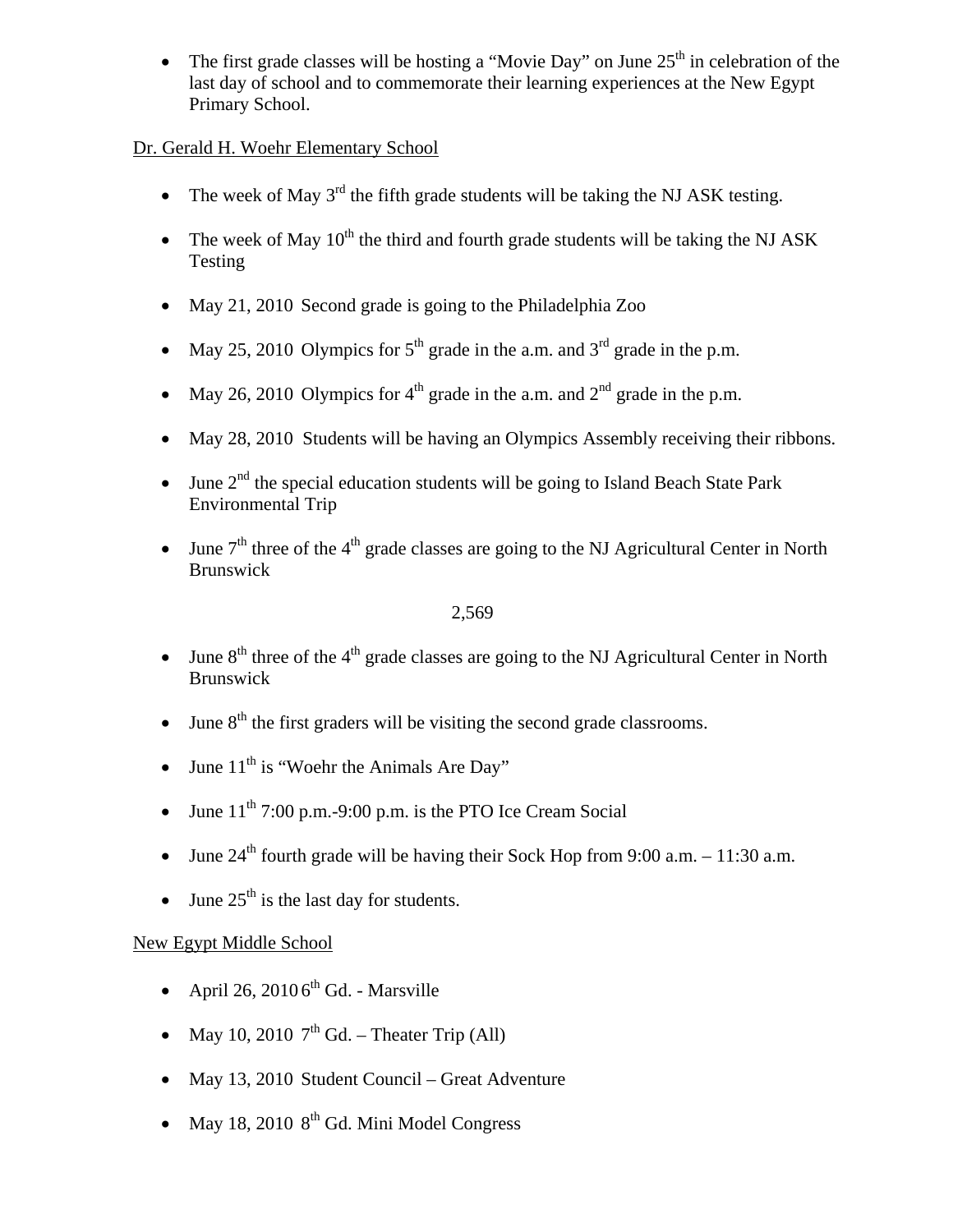- The first grade classes will be hosting a "Movie Day" on June 25th in celebration of the last day of school and to commemorate their learning experiences at the New Egypt Primary School.

Dr. Gerald H. Woehr Elementary School

- The week of May 3rd the fifth grade students will be taking the NJ ASK testing.
- The week of May 10th the third and fourth grade students will be taking the NJ ASK Testing
- May 21, 2010 Second grade is going to the Philadelphia Zoo
- May 25, 2010 Olympics for 5th grade in the a.m. and 3rd grade in the p.m.
- May 26, 2010 Olympics for 4th grade in the a.m. and 2nd grade in the p.m.
- May 28, 2010 Students will be having an Olympics Assembly receiving their ribbons.
- June 2nd the special education students will be going to Island Beach State Park Environmental Trip
- June 7th three of the 4th grade classes are going to the NJ Agricultural Center in North Brunswick

2,569

- June 8th three of the 4th grade classes are going to the NJ Agricultural Center in North Brunswick
- June 8th the first graders will be visiting the second grade classrooms.
- June 11th is "Woehr the Animals Are Day"
- June 11th 7:00 p.m.-9:00 p.m. is the PTO Ice Cream Social
- June 24th fourth grade will be having their Sock Hop from 9:00 a.m. – 11:30 a.m.
- June 25th is the last day for students.

New Egypt Middle School

- April 26, 2010 6th Gd. - Marsville
- May 10, 2010 7th Gd. – Theater Trip (All)
- May 13, 2010 Student Council – Great Adventure
- May 18, 2010 8th Gd. Mini Model Congress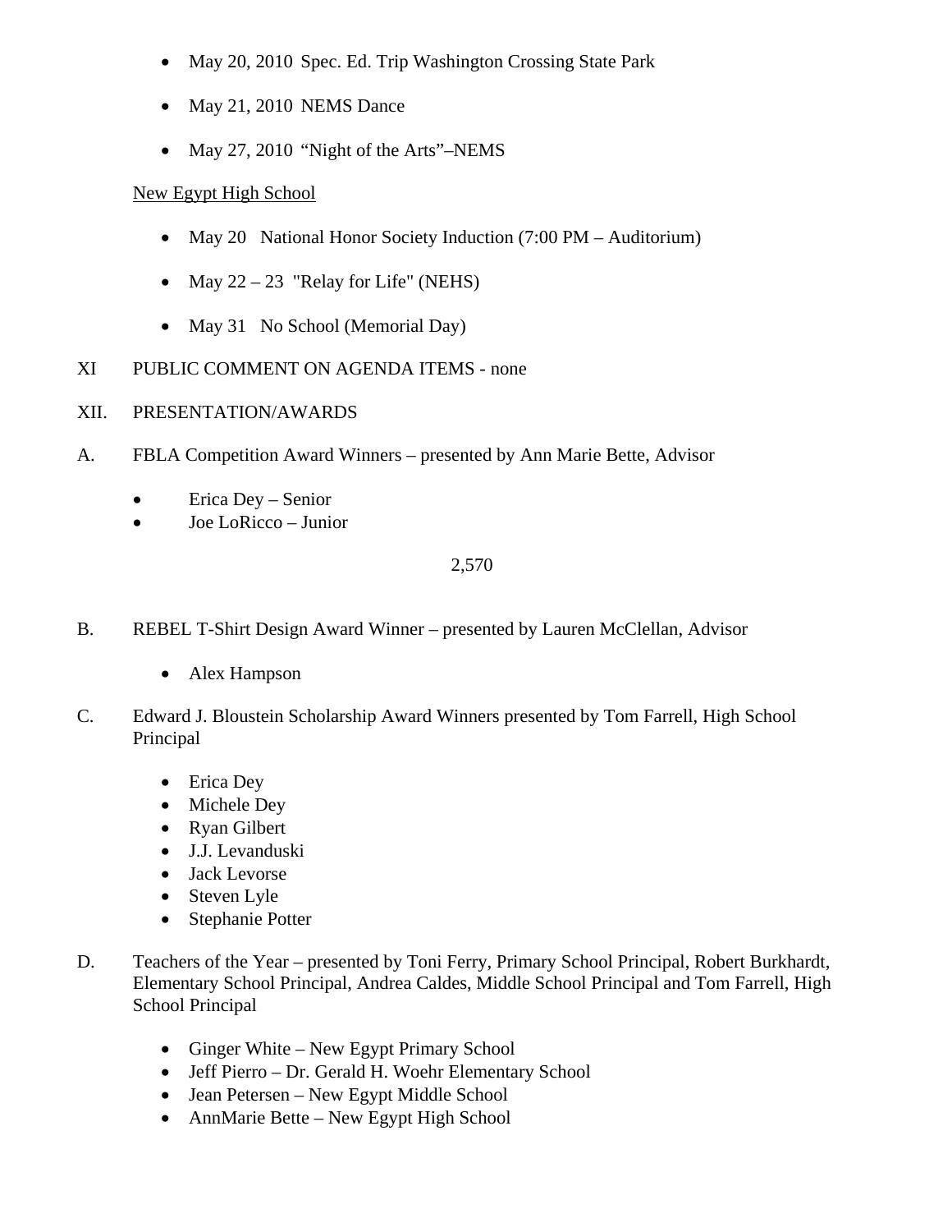- May 20, 2010 Spec. Ed. Trip Washington Crossing State Park
- May 21, 2010 NEMS Dance
- May 27, 2010 "Night of the Arts"–NEMS

New Egypt High School

- May 20 National Honor Society Induction (7:00 PM – Auditorium)
- May 22 – 23 "Relay for Life" (NEHS)
- May 31 No School (Memorial Day)

XI PUBLIC COMMENT ON AGENDA ITEMS - none

XII. PRESENTATION/AWARDS

A. FBLA Competition Award Winners – presented by Ann Marie Bette, Advisor

- Erica Dey – Senior
- Joe LoRicco – Junior

B. REBEL T-Shirt Design Award Winner – presented by Lauren McClellan, Advisor

- Alex Hampson

C. Edward J. Bloustein Scholarship Award Winners presented by Tom Farrell, High School Principal

- Erica Dey
- Michele Dey
- Ryan Gilbert
- J.J. Levanduski
- Jack Levorse
- Steven Lyle
- Stephanie Potter

D. Teachers of the Year – presented by Toni Ferry, Primary School Principal, Robert Burkhardt, Elementary School Principal, Andrea Caldes, Middle School Principal and Tom Farrell, High School Principal

- Ginger White – New Egypt Primary School
- Jeff Pierro – Dr. Gerald H. Woehr Elementary School
- Jean Petersen – New Egypt Middle School
- AnnMarie Bette – New Egypt High School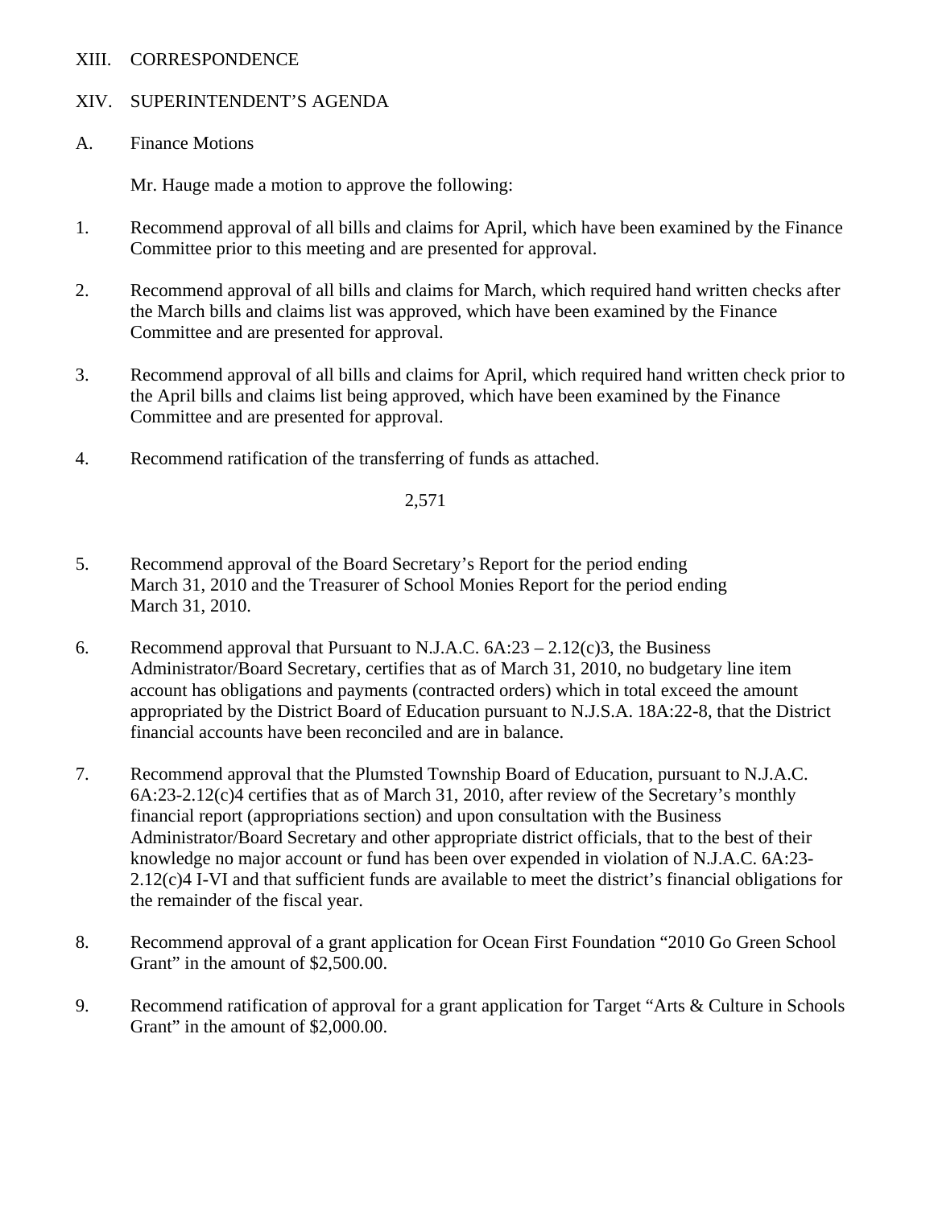XIII. CORRESPONDENCE

XIV. SUPERINTENDENT'S AGENDA

A. Finance Motions

Mr. Hauge made a motion to approve the following:

1. Recommend approval of all bills and claims for April, which have been examined by the Finance Committee prior to this meeting and are presented for approval.

2. Recommend approval of all bills and claims for March, which required hand written checks after the March bills and claims list was approved, which have been examined by the Finance Committee and are presented for approval.

3. Recommend approval of all bills and claims for April, which required hand written check prior to the April bills and claims list being approved, which have been examined by the Finance Committee and are presented for approval.

4. Recommend ratification of the transferring of funds as attached.

2,571

5. Recommend approval of the Board Secretary's Report for the period ending March 31, 2010 and the Treasurer of School Monies Report for the period ending March 31, 2010.

6. Recommend approval that Pursuant to N.J.A.C. 6A:23 – 2.12(c)3, the Business Administrator/Board Secretary, certifies that as of March 31, 2010, no budgetary line item account has obligations and payments (contracted orders) which in total exceed the amount appropriated by the District Board of Education pursuant to N.J.S.A. 18A:22-8, that the District financial accounts have been reconciled and are in balance.

7. Recommend approval that the Plumsted Township Board of Education, pursuant to N.J.A.C. 6A:23-2.12(c)4 certifies that as of March 31, 2010, after review of the Secretary's monthly financial report (appropriations section) and upon consultation with the Business Administrator/Board Secretary and other appropriate district officials, that to the best of their knowledge no major account or fund has been over expended in violation of N.J.A.C. 6A:23-2.12(c)4 I-VI and that sufficient funds are available to meet the district's financial obligations for the remainder of the fiscal year.

8. Recommend approval of a grant application for Ocean First Foundation "2010 Go Green School Grant" in the amount of $2,500.00.

9. Recommend ratification of approval for a grant application for Target "Arts & Culture in Schools Grant" in the amount of $2,000.00.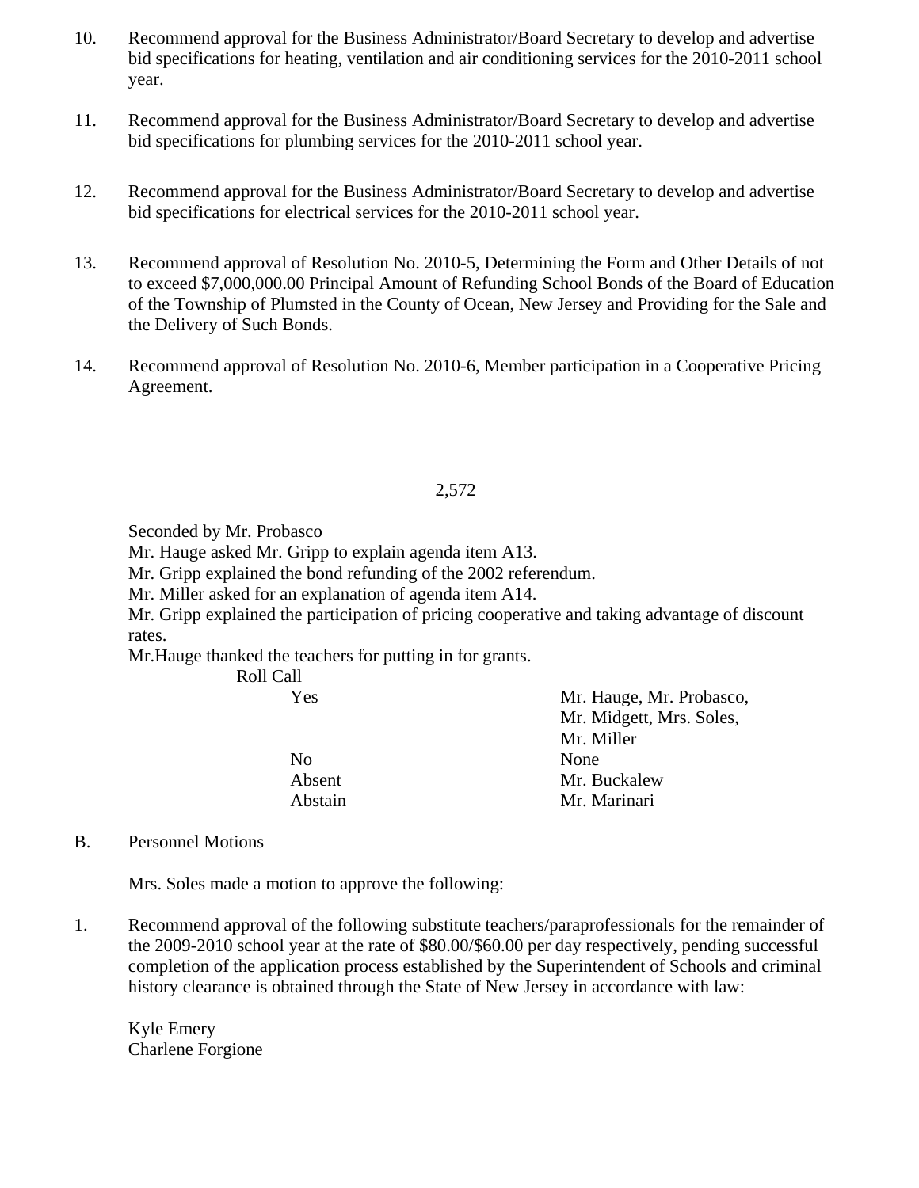10. Recommend approval for the Business Administrator/Board Secretary to develop and advertise bid specifications for heating, ventilation and air conditioning services for the 2010-2011 school year.

11. Recommend approval for the Business Administrator/Board Secretary to develop and advertise bid specifications for plumbing services for the 2010-2011 school year.

12. Recommend approval for the Business Administrator/Board Secretary to develop and advertise bid specifications for electrical services for the 2010-2011 school year.

13. Recommend approval of Resolution No. 2010-5, Determining the Form and Other Details of not to exceed $7,000,000.00 Principal Amount of Refunding School Bonds of the Board of Education of the Township of Plumsted in the County of Ocean, New Jersey and Providing for the Sale and the Delivery of Such Bonds.

14. Recommend approval of Resolution No. 2010-6, Member participation in a Cooperative Pricing Agreement.

Seconded by Mr. Probasco
Mr. Hauge asked Mr. Gripp to explain agenda item A13.
Mr. Gripp explained the bond refunding of the 2002 referendum.
Mr. Miller asked for an explanation of agenda item A14.
Mr. Gripp explained the participation of pricing cooperative and taking advantage of discount rates.
Mr.Hauge thanked the teachers for putting in for grants.

Roll Call

| | |
|---|---|
| Yes | Mr. Hauge, Mr. Probasco, Mr. Midgett, Mrs. Soles, Mr. Miller |
| No | None |
| Absent | Mr. Buckalew |
| Abstain | Mr. Marinari |

B. Personnel Motions

Mrs. Soles made a motion to approve the following:

1. Recommend approval of the following substitute teachers/paraprofessionals for the remainder of the 2009-2010 school year at the rate of $80.00/$60.00 per day respectively, pending successful completion of the application process established by the Superintendent of Schools and criminal history clearance is obtained through the State of New Jersey in accordance with law:

   Kyle Emery
   Charlene Forgione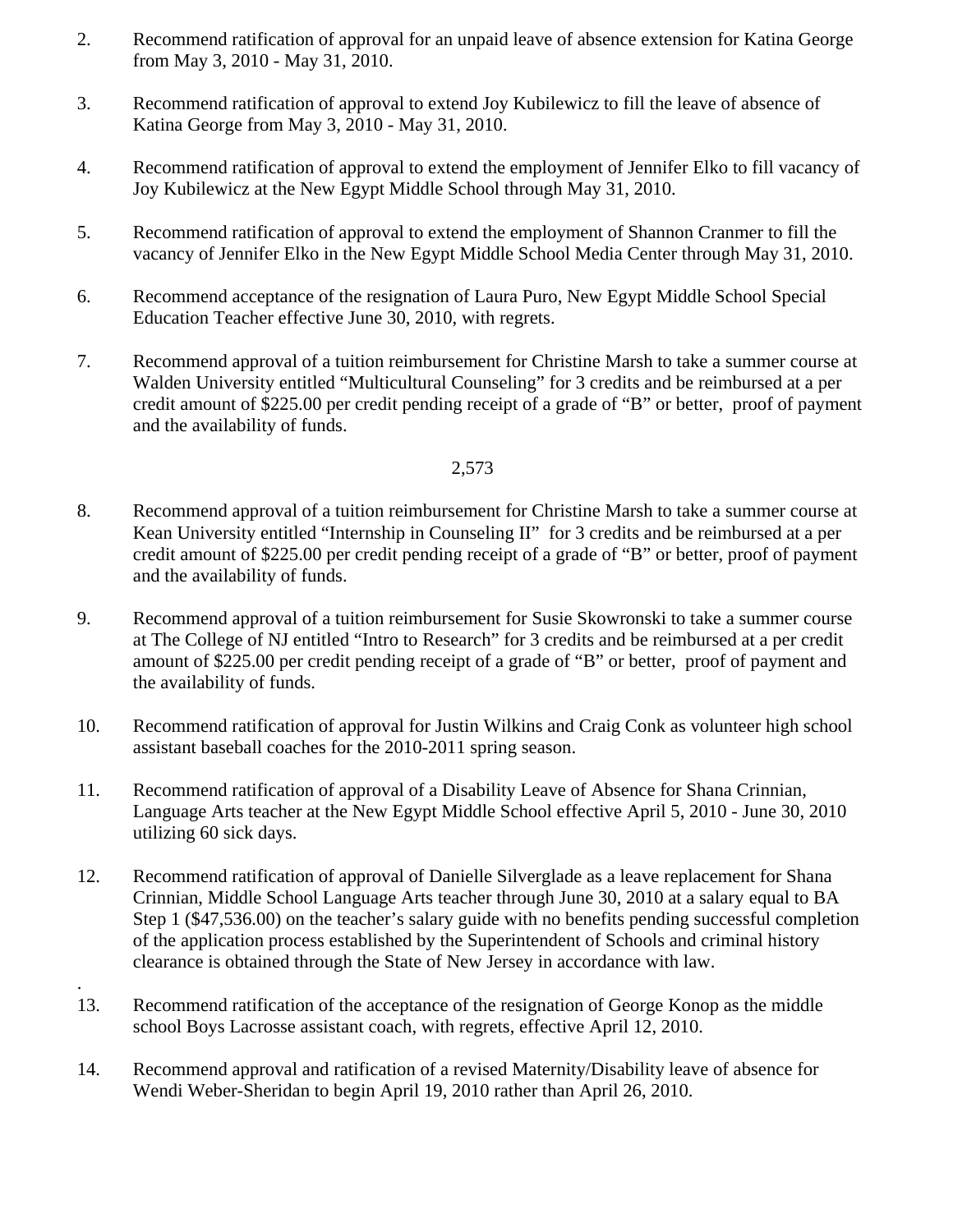2. Recommend ratification of approval for an unpaid leave of absence extension for Katina George from May 3, 2010 - May 31, 2010.

3. Recommend ratification of approval to extend Joy Kubilewicz to fill the leave of absence of Katina George from May 3, 2010 - May 31, 2010.

4. Recommend ratification of approval to extend the employment of Jennifer Elko to fill vacancy of Joy Kubilewicz at the New Egypt Middle School through May 31, 2010.

5. Recommend ratification of approval to extend the employment of Shannon Cranmer to fill the vacancy of Jennifer Elko in the New Egypt Middle School Media Center through May 31, 2010.

6. Recommend acceptance of the resignation of Laura Puro, New Egypt Middle School Special Education Teacher effective June 30, 2010, with regrets.

7. Recommend approval of a tuition reimbursement for Christine Marsh to take a summer course at Walden University entitled “Multicultural Counseling” for 3 credits and be reimbursed at a per credit amount of $225.00 per credit pending receipt of a grade of “B” or better, proof of payment and the availability of funds.

8. Recommend approval of a tuition reimbursement for Christine Marsh to take a summer course at Kean University entitled “Internship in Counseling II” for 3 credits and be reimbursed at a per credit amount of $225.00 per credit pending receipt of a grade of “B” or better, proof of payment and the availability of funds.

9. Recommend approval of a tuition reimbursement for Susie Skowronski to take a summer course at The College of NJ entitled “Intro to Research” for 3 credits and be reimbursed at a per credit amount of $225.00 per credit pending receipt of a grade of “B” or better, proof of payment and the availability of funds.

10. Recommend ratification of approval for Justin Wilkins and Craig Conk as volunteer high school assistant baseball coaches for the 2010-2011 spring season.

11. Recommend ratification of approval of a Disability Leave of Absence for Shana Crinnian, Language Arts teacher at the New Egypt Middle School effective April 5, 2010 - June 30, 2010 utilizing 60 sick days.

12. Recommend ratification of approval of Danielle Silverglade as a leave replacement for Shana Crinnian, Middle School Language Arts teacher through June 30, 2010 at a salary equal to BA Step 1 ($47,536.00) on the teacher’s salary guide with no benefits pending successful completion of the application process established by the Superintendent of Schools and criminal history clearance is obtained through the State of New Jersey in accordance with law.

13. Recommend ratification of the acceptance of the resignation of George Konop as the middle school Boys Lacrosse assistant coach, with regrets, effective April 12, 2010.

14. Recommend approval and ratification of a revised Maternity/Disability leave of absence for Wendi Weber-Sheridan to begin April 19, 2010 rather than April 26, 2010.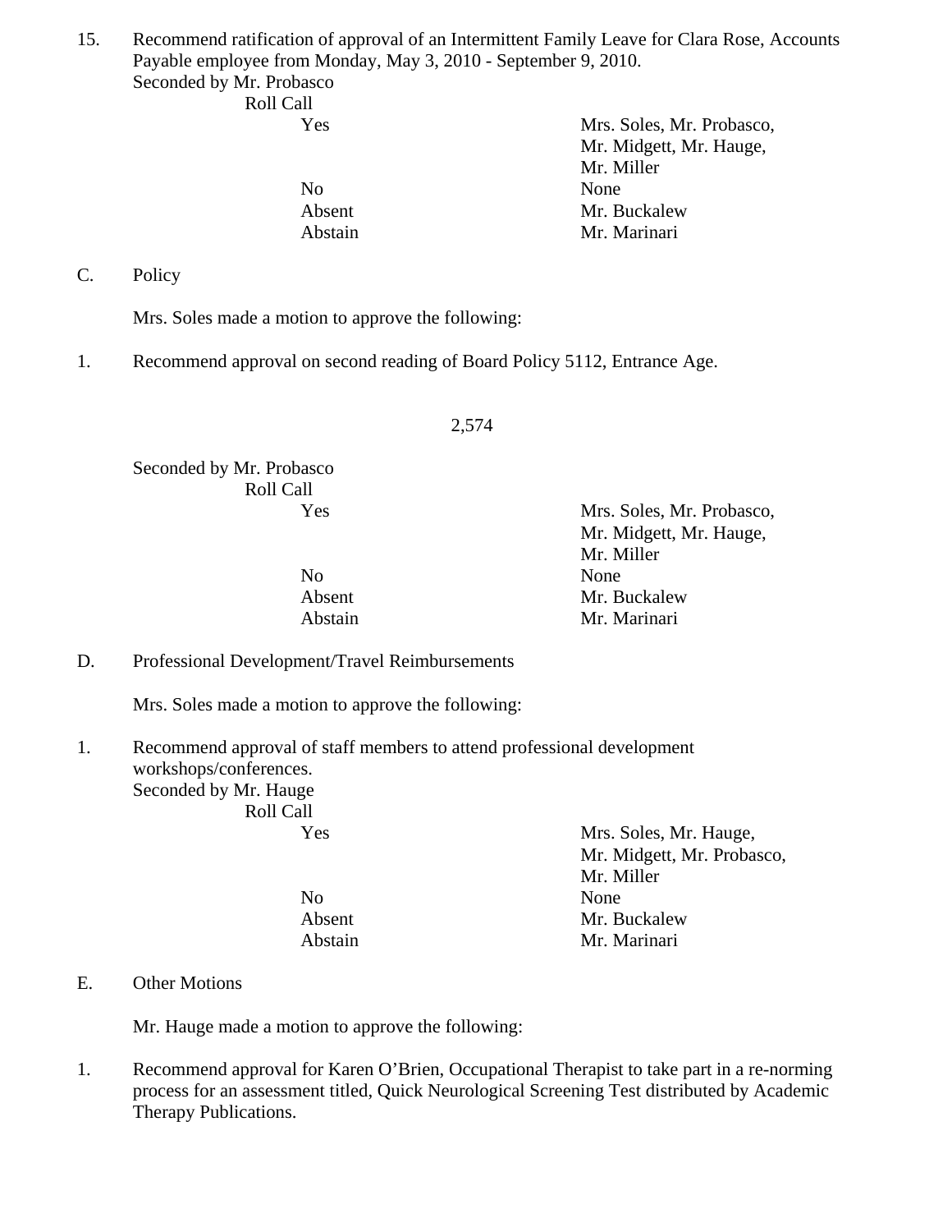15. Recommend ratification of approval of an Intermittent Family Leave for Clara Rose, Accounts Payable employee from Monday, May 3, 2010 - September 9, 2010.
Seconded by Mr. Probasco
Roll Call

| | |
|---|---|
| Yes | Mrs. Soles, Mr. Probasco, Mr. Midgett, Mr. Hauge, Mr. Miller |
| No | None |
| Absent | Mr. Buckalew |
| Abstain | Mr. Marinari |

C. Policy

Mrs. Soles made a motion to approve the following:

1. Recommend approval on second reading of Board Policy 5112, Entrance Age.

Seconded by Mr. Probasco
Roll Call

| | |
|---|---|
| Yes | Mrs. Soles, Mr. Probasco, Mr. Midgett, Mr. Hauge, Mr. Miller |
| No | None |
| Absent | Mr. Buckalew |
| Abstain | Mr. Marinari |

D. Professional Development/Travel Reimbursements

Mrs. Soles made a motion to approve the following:

1. Recommend approval of staff members to attend professional development workshops/conferences.
Seconded by Mr. Hauge
Roll Call

| | |
|---|---|
| Yes | Mrs. Soles, Mr. Hauge, Mr. Midgett, Mr. Probasco, Mr. Miller |
| No | None |
| Absent | Mr. Buckalew |
| Abstain | Mr. Marinari |

E. Other Motions

Mr. Hauge made a motion to approve the following:

1. Recommend approval for Karen O'Brien, Occupational Therapist to take part in a re-norming process for an assessment titled, Quick Neurological Screening Test distributed by Academic Therapy Publications.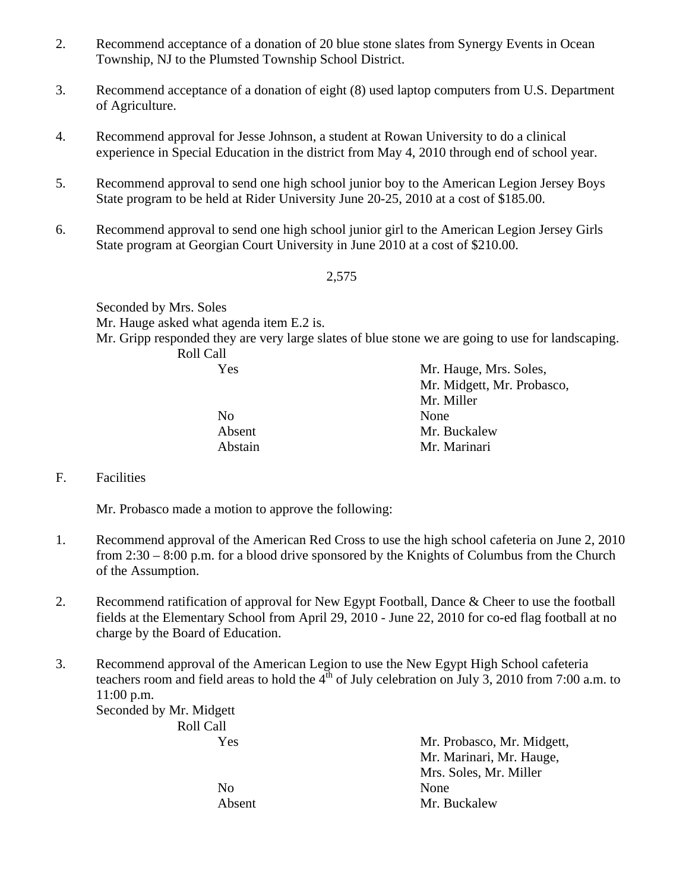2. Recommend acceptance of a donation of 20 blue stone slates from Synergy Events in Ocean Township, NJ to the Plumsted Township School District.

3. Recommend acceptance of a donation of eight (8) used laptop computers from U.S. Department of Agriculture.

4. Recommend approval for Jesse Johnson, a student at Rowan University to do a clinical experience in Special Education in the district from May 4, 2010 through end of school year.

5. Recommend approval to send one high school junior boy to the American Legion Jersey Boys State program to be held at Rider University June 20-25, 2010 at a cost of $185.00.

6. Recommend approval to send one high school junior girl to the American Legion Jersey Girls State program at Georgian Court University in June 2010 at a cost of $210.00.

2,575

Seconded by Mrs. Soles
Mr. Hauge asked what agenda item E.2 is.
Mr. Gripp responded they are very large slates of blue stone we are going to use for landscaping.

Roll Call

| | |
|---|---|
| Yes | Mr. Hauge, Mrs. Soles, Mr. Midgett, Mr. Probasco, Mr. Miller |
| No | None |
| Absent | Mr. Buckalew |
| Abstain | Mr. Marinari |

F. Facilities

Mr. Probasco made a motion to approve the following:

1. Recommend approval of the American Red Cross to use the high school cafeteria on June 2, 2010 from 2:30 – 8:00 p.m. for a blood drive sponsored by the Knights of Columbus from the Church of the Assumption.

2. Recommend ratification of approval for New Egypt Football, Dance & Cheer to use the football fields at the Elementary School from April 29, 2010 - June 22, 2010 for co-ed flag football at no charge by the Board of Education.

3. Recommend approval of the American Legion to use the New Egypt High School cafeteria teachers room and field areas to hold the 4th of July celebration on July 3, 2010 from 7:00 a.m. to 11:00 p.m.

Seconded by Mr. Midgett

Roll Call

| | |
|---|---|
| Yes | Mr. Probasco, Mr. Midgett, Mr. Marinari, Mr. Hauge, Mrs. Soles, Mr. Miller |
| No | None |
| Absent | Mr. Buckalew |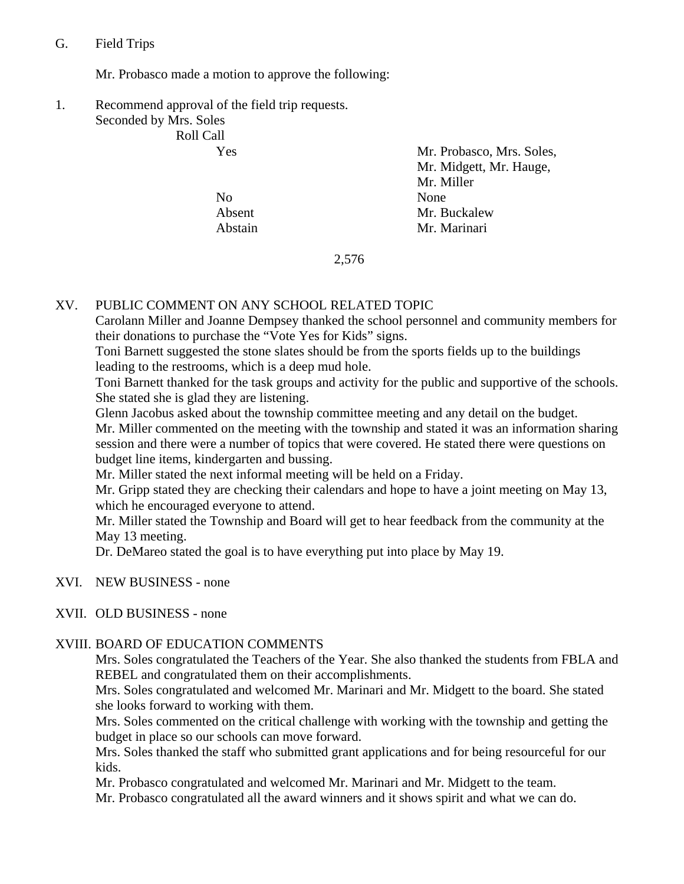G. Field Trips

Mr. Probasco made a motion to approve the following:

1. Recommend approval of the field trip requests.
   Seconded by Mrs. Soles
   Roll Call

| | |
|---|---|
| Yes | Mr. Probasco, Mrs. Soles, Mr. Midgett, Mr. Hauge, Mr. Miller |
| No | None |
| Absent | Mr. Buckalew |
| Abstain | Mr. Marinari |

2,576

XV. PUBLIC COMMENT ON ANY SCHOOL RELATED TOPIC

Carolann Miller and Joanne Dempsey thanked the school personnel and community members for their donations to purchase the “Vote Yes for Kids” signs.

Toni Barnett suggested the stone slates should be from the sports fields up to the buildings leading to the restrooms, which is a deep mud hole.

Toni Barnett thanked for the task groups and activity for the public and supportive of the schools. She stated she is glad they are listening.

Glenn Jacobus asked about the township committee meeting and any detail on the budget.

Mr. Miller commented on the meeting with the township and stated it was an information sharing session and there were a number of topics that were covered. He stated there were questions on budget line items, kindergarten and bussing.

Mr. Miller stated the next informal meeting will be held on a Friday.

Mr. Gripp stated they are checking their calendars and hope to have a joint meeting on May 13, which he encouraged everyone to attend.

Mr. Miller stated the Township and Board will get to hear feedback from the community at the May 13 meeting.

Dr. DeMareo stated the goal is to have everything put into place by May 19.

XVI. NEW BUSINESS - none

XVII. OLD BUSINESS - none

XVIII. BOARD OF EDUCATION COMMENTS

Mrs. Soles congratulated the Teachers of the Year. She also thanked the students from FBLA and REBEL and congratulated them on their accomplishments.

Mrs. Soles congratulated and welcomed Mr. Marinari and Mr. Midgett to the board. She stated she looks forward to working with them.

Mrs. Soles commented on the critical challenge with working with the township and getting the budget in place so our schools can move forward.

Mrs. Soles thanked the staff who submitted grant applications and for being resourceful for our kids.

Mr. Probasco congratulated and welcomed Mr. Marinari and Mr. Midgett to the team.

Mr. Probasco congratulated all the award winners and it shows spirit and what we can do.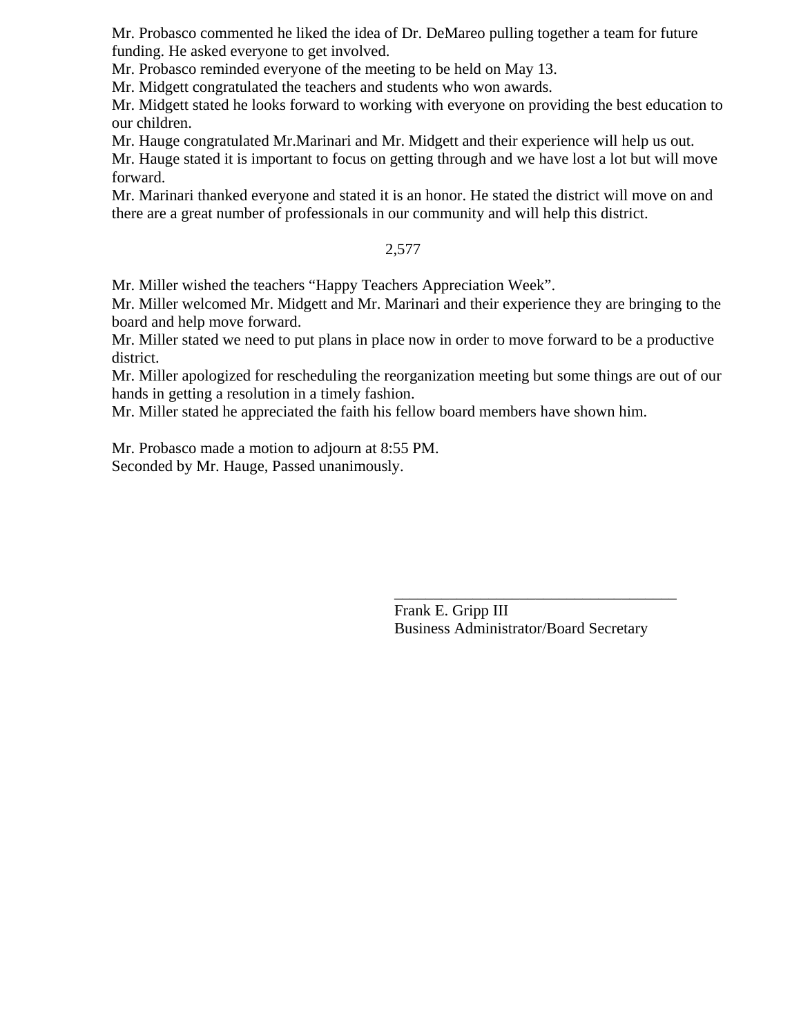Mr. Probasco commented he liked the idea of Dr. DeMareo pulling together a team for future funding. He asked everyone to get involved.
Mr. Probasco reminded everyone of the meeting to be held on May 13.
Mr. Midgett congratulated the teachers and students who won awards.
Mr. Midgett stated he looks forward to working with everyone on providing the best education to our children.
Mr. Hauge congratulated Mr.Marinari and Mr. Midgett and their experience will help us out.
Mr. Hauge stated it is important to focus on getting through and we have lost a lot but will move forward.
Mr. Marinari thanked everyone and stated it is an honor. He stated the district will move on and there are a great number of professionals in our community and will help this district.

Mr. Miller wished the teachers "Happy Teachers Appreciation Week".
Mr. Miller welcomed Mr. Midgett and Mr. Marinari and their experience they are bringing to the board and help move forward.
Mr. Miller stated we need to put plans in place now in order to move forward to be a productive district.
Mr. Miller apologized for rescheduling the reorganization meeting but some things are out of our hands in getting a resolution in a timely fashion.
Mr. Miller stated he appreciated the faith his fellow board members have shown him.

Mr. Probasco made a motion to adjourn at 8:55 PM.
Seconded by Mr. Hauge, Passed unanimously.

_____________________________________
Frank E. Gripp III
Business Administrator/Board Secretary